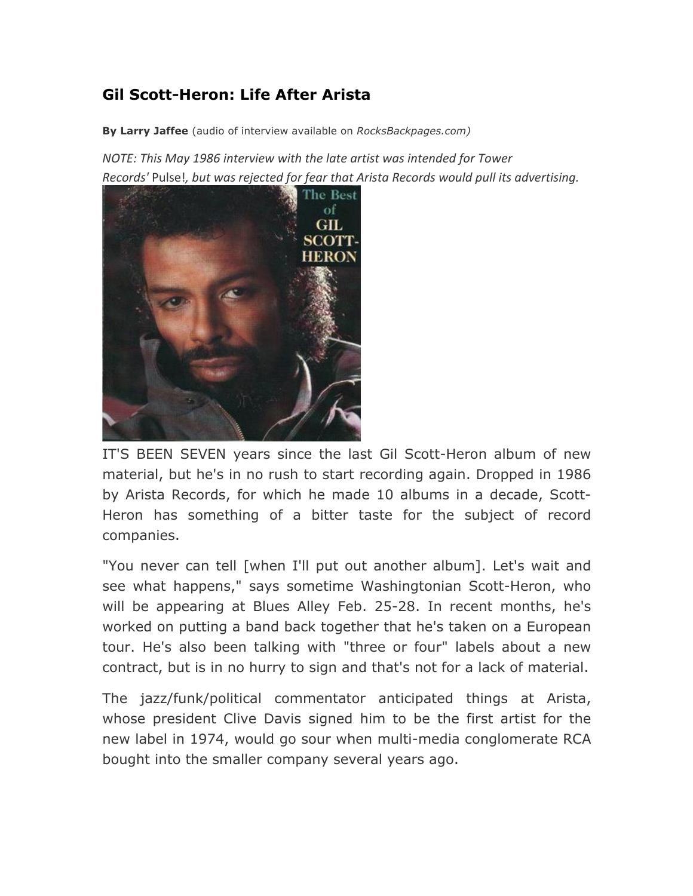## Gil Scott-Heron: Life After Arista

**By Larry Jaffee** (audio of interview available on *RocksBackpages.com)*

*NOTE: This May 1986 interview with the late artist was intended for Tower Records'* Pulse!*, but was rejected for fear that Arista Records would pull its advertising.*

IT'S BEEN SEVEN years since the last Gil Scott-Heron album of new material, but he's in no rush to start recording again. Dropped in 1986 by Arista Records, for which he made 10 albums in a decade, Scott-Heron has something of a bitter taste for the subject of record companies.

"You never can tell [when I'll put out another album]. Let's wait and see what happens," says sometime Washingtonian Scott-Heron, who will be appearing at Blues Alley Feb. 25-28. In recent months, he's worked on putting a band back together that he's taken on a European tour. He's also been talking with "three or four" labels about a new contract, but is in no hurry to sign and that's not for a lack of material.

The jazz/funk/political commentator anticipated things at Arista, whose president Clive Davis signed him to be the first artist for the new label in 1974, would go sour when multi-media conglomerate RCA bought into the smaller company several years ago.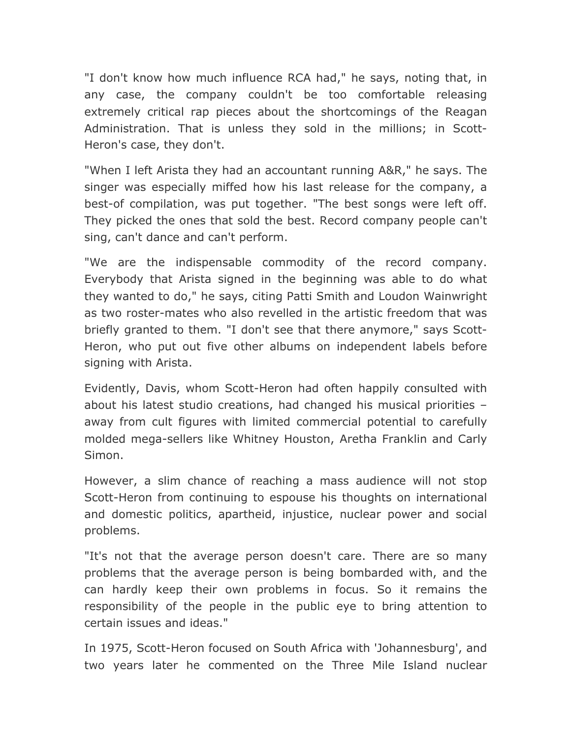"I don't know how much influence RCA had," he says, noting that, in any case, the company couldn't be too comfortable releasing extremely critical rap pieces about the shortcomings of the Reagan Administration. That is unless they sold in the millions; in Scott-Heron's case, they don't.

"When I left Arista they had an accountant running A&R," he says. The singer was especially miffed how his last release for the company, a best-of compilation, was put together. "The best songs were left off. They picked the ones that sold the best. Record company people can't sing, can't dance and can't perform.

"We are the indispensable commodity of the record company. Everybody that Arista signed in the beginning was able to do what they wanted to do," he says, citing Patti Smith and Loudon Wainwright as two roster-mates who also revelled in the artistic freedom that was briefly granted to them. "I don't see that there anymore," says Scott-Heron, who put out five other albums on independent labels before signing with Arista.

Evidently, Davis, whom Scott-Heron had often happily consulted with about his latest studio creations, had changed his musical priorities – away from cult figures with limited commercial potential to carefully molded mega-sellers like Whitney Houston, Aretha Franklin and Carly Simon.

However, a slim chance of reaching a mass audience will not stop Scott-Heron from continuing to espouse his thoughts on international and domestic politics, apartheid, injustice, nuclear power and social problems.

"It's not that the average person doesn't care. There are so many problems that the average person is being bombarded with, and the can hardly keep their own problems in focus. So it remains the responsibility of the people in the public eye to bring attention to certain issues and ideas."

In 1975, Scott-Heron focused on South Africa with 'Johannesburg', and two years later he commented on the Three Mile Island nuclear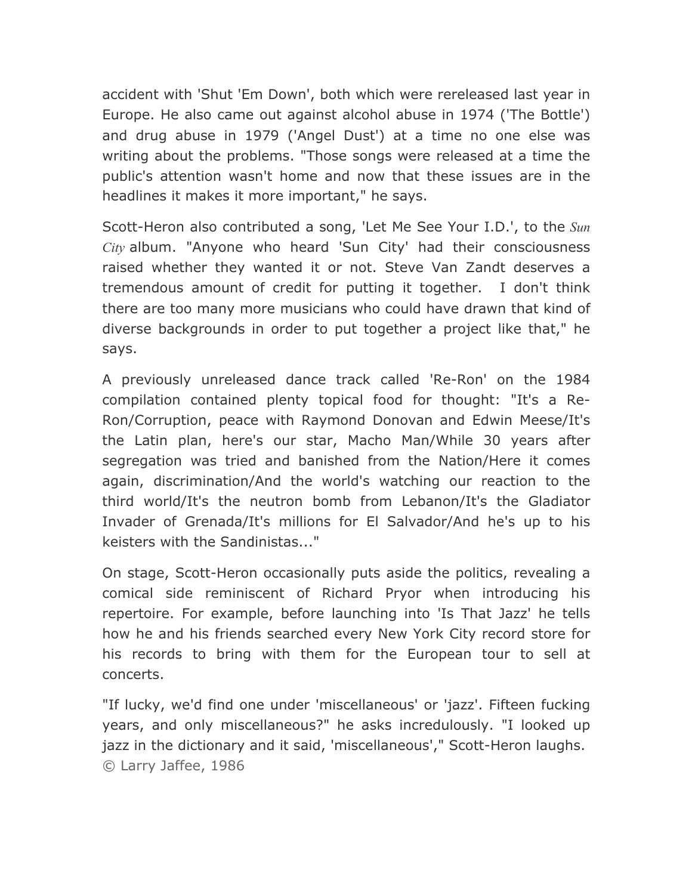accident with 'Shut 'Em Down', both which were rereleased last year in Europe. He also came out against alcohol abuse in 1974 ('The Bottle') and drug abuse in 1979 ('Angel Dust') at a time no one else was writing about the problems. "Those songs were released at a time the public's attention wasn't home and now that these issues are in the headlines it makes it more important," he says.

Scott-Heron also contributed a song, 'Let Me See Your I.D.', to the *Sun City* album. "Anyone who heard 'Sun City' had their consciousness raised whether they wanted it or not. Steve Van Zandt deserves a tremendous amount of credit for putting it together. I don't think there are too many more musicians who could have drawn that kind of diverse backgrounds in order to put together a project like that," he says.

A previously unreleased dance track called 'Re-Ron' on the 1984 compilation contained plenty topical food for thought: "It's a Re-Ron/Corruption, peace with Raymond Donovan and Edwin Meese/It's the Latin plan, here's our star, Macho Man/While 30 years after segregation was tried and banished from the Nation/Here it comes again, discrimination/And the world's watching our reaction to the third world/It's the neutron bomb from Lebanon/It's the Gladiator Invader of Grenada/It's millions for El Salvador/And he's up to his keisters with the Sandinistas..."

On stage, Scott-Heron occasionally puts aside the politics, revealing a comical side reminiscent of Richard Pryor when introducing his repertoire. For example, before launching into 'Is That Jazz' he tells how he and his friends searched every New York City record store for his records to bring with them for the European tour to sell at concerts.

"If lucky, we'd find one under 'miscellaneous' or 'jazz'. Fifteen fucking years, and only miscellaneous?" he asks incredulously. "I looked up jazz in the dictionary and it said, 'miscellaneous'," Scott-Heron laughs.
© Larry Jaffee, 1986